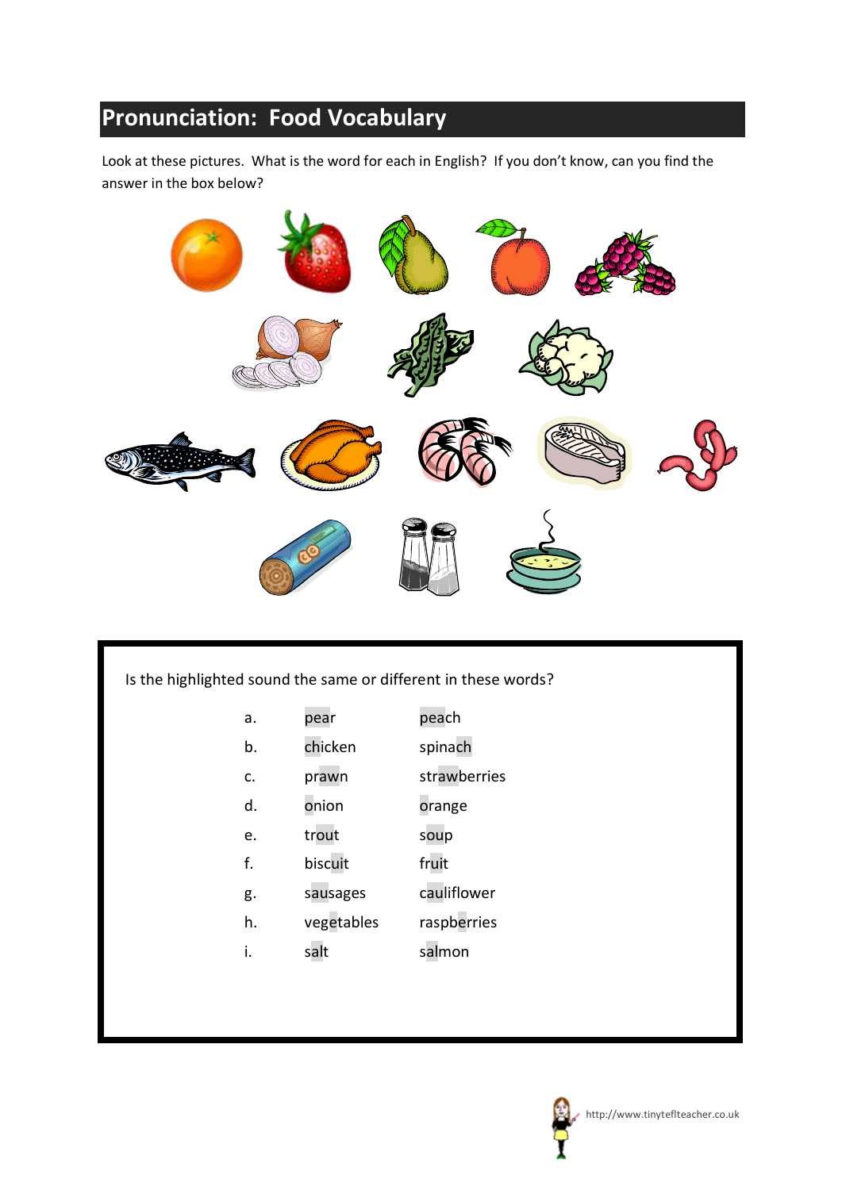## Pronunciation: Food Vocabulary

Look at these pictures. What is the word for each in English? If you don't know, can you find the answer in the box below?

Is the highlighted sound the same or different in these words?

| | | |
|---|---|---|
| a. | pear | peach |
| b. | chicken | spinach |
| c. | prawn | strawberries |
| d. | onion | orange |
| e. | trout | soup |
| f. | biscuit | fruit |
| g. | sausages | cauliflower |
| h. | vegetables | raspberries |
| i. | salt | salmon |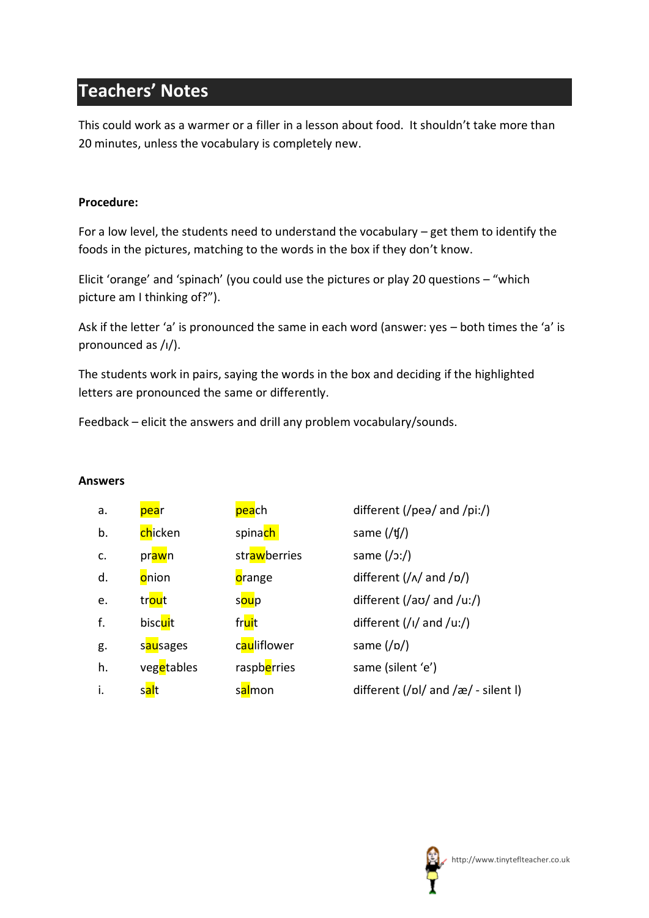## Teachers' Notes

This could work as a warmer or a filler in a lesson about food. It shouldn't take more than 20 minutes, unless the vocabulary is completely new.

**Procedure:**

For a low level, the students need to understand the vocabulary – get them to identify the foods in the pictures, matching to the words in the box if they don't know.

Elicit 'orange' and 'spinach' (you could use the pictures or play 20 questions – "which picture am I thinking of?").

Ask if the letter 'a' is pronounced the same in each word (answer: yes – both times the 'a' is pronounced as /ɪ/).

The students work in pairs, saying the words in the box and deciding if the highlighted letters are pronounced the same or differently.

Feedback – elicit the answers and drill any problem vocabulary/sounds.

**Answers**

| | | | |
|---|---|---|---|
| a. | pear | peach | different (/peə/ and /pi:/) |
| b. | chicken | spinach | same (/ʧ/) |
| c. | prawn | strawberries | same (/ɔ:/) |
| d. | onion | orange | different (/ʌ/ and /ɒ/) |
| e. | trout | soup | different (/aʊ/ and /u:/) |
| f. | biscuit | fruit | different (/ɪ/ and /u:/) |
| g. | sausages | cauliflower | same (/ɒ/) |
| h. | vegetables | raspberries | same (silent 'e') |
| i. | salt | salmon | different (/ɒl/ and /æ/ - silent l) |